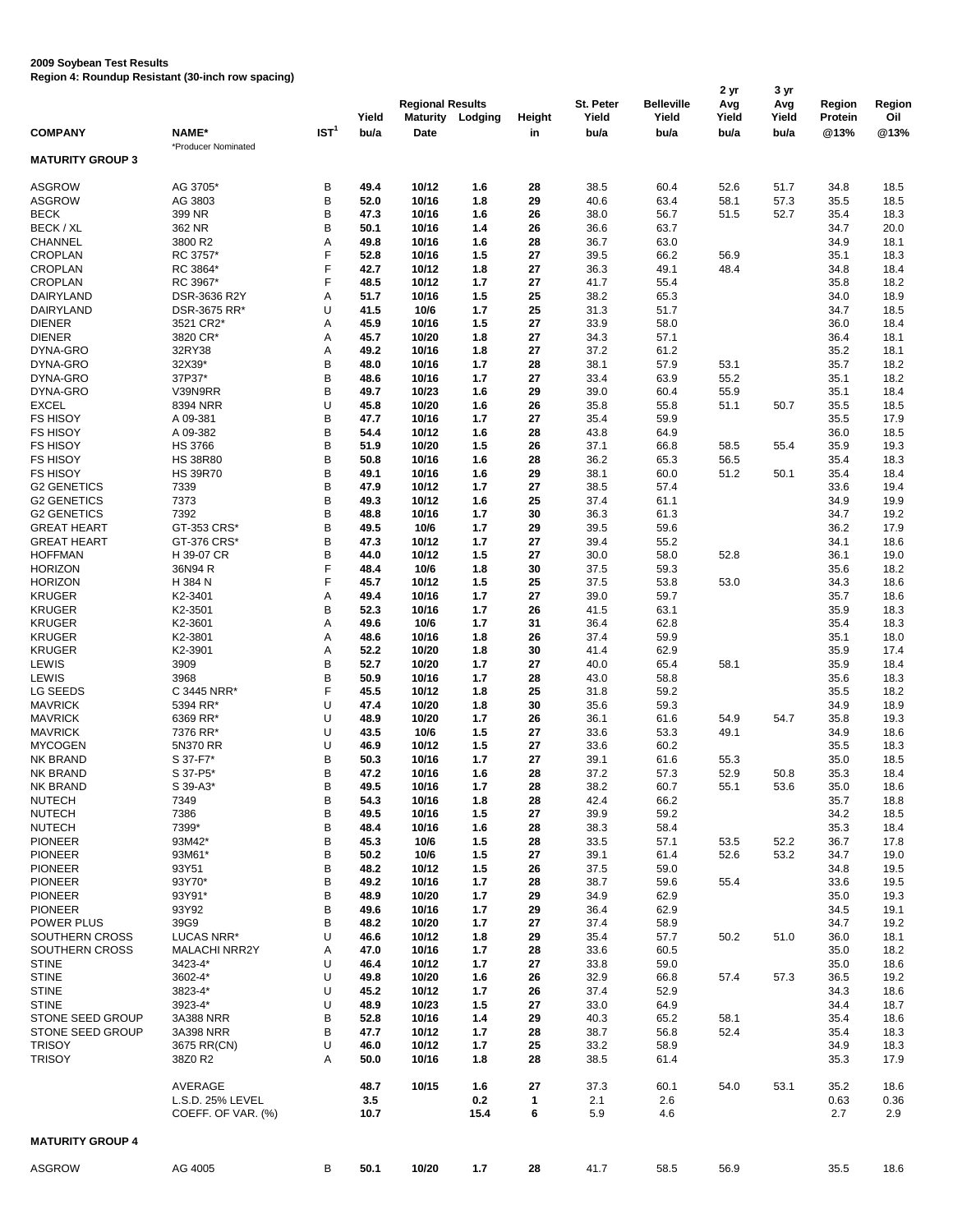**2009 Soybean Test Results**
**Region 4: Roundup Resistant (30-inch row spacing)**

| COMPANY | NAME* | IST[1] | Yield bu/a | Regional Results Maturity Date | Lodging | Height in | St. Peter Yield bu/a | Belleville Yield bu/a | 2 yr Avg Yield bu/a | 3 yr Avg Yield bu/a | Region Protein @13% | Region Oil @13% |
|---|---|---|---|---|---|---|---|---|---|---|---|---|
| | *Producer Nominated | | | | | | | | | | | |
| **MATURITY GROUP 3** | | | | | | | | | | | | |
| ASGROW | AG 3705* | B | 49.4 | 10/12 | 1.6 | 28 | 38.5 | 60.4 | 52.6 | 51.7 | 34.8 | 18.5 |
| ASGROW | AG 3803 | B | 52.0 | 10/16 | 1.8 | 29 | 40.6 | 63.4 | 58.1 | 57.3 | 35.5 | 18.5 |
| BECK | 399 NR | B | 47.3 | 10/16 | 1.6 | 26 | 38.0 | 56.7 | 51.5 | 52.7 | 35.4 | 18.3 |
| BECK / XL | 362 NR | B | 50.1 | 10/16 | 1.4 | 26 | 36.6 | 63.7 | | | 34.7 | 20.0 |
| CHANNEL | 3800 R2 | A | 49.8 | 10/16 | 1.6 | 28 | 36.7 | 63.0 | | | 34.9 | 18.1 |
| CROPLAN | RC 3757* | F | 52.8 | 10/16 | 1.5 | 27 | 39.5 | 66.2 | 56.9 | | 35.1 | 18.3 |
| CROPLAN | RC 3864* | F | 42.7 | 10/12 | 1.8 | 27 | 36.3 | 49.1 | 48.4 | | 34.8 | 18.4 |
| CROPLAN | RC 3967* | F | 48.5 | 10/12 | 1.7 | 27 | 41.7 | 55.4 | | | 35.8 | 18.2 |
| DAIRYLAND | DSR-3636 R2Y | A | 51.7 | 10/16 | 1.5 | 25 | 38.2 | 65.3 | | | 34.0 | 18.9 |
| DAIRYLAND | DSR-3675 RR* | U | 41.5 | 10/6 | 1.7 | 25 | 31.3 | 51.7 | | | 34.7 | 18.5 |
| DIENER | 3521 CR2* | A | 45.9 | 10/16 | 1.5 | 27 | 33.9 | 58.0 | | | 36.0 | 18.4 |
| DIENER | 3820 CR* | A | 45.7 | 10/20 | 1.8 | 27 | 34.3 | 57.1 | | | 36.4 | 18.1 |
| DYNA-GRO | 32RY38 | A | 49.2 | 10/16 | 1.8 | 27 | 37.2 | 61.2 | | | 35.2 | 18.1 |
| DYNA-GRO | 32X39* | B | 48.0 | 10/16 | 1.7 | 28 | 38.1 | 57.9 | 53.1 | | 35.7 | 18.2 |
| DYNA-GRO | 37P37* | B | 48.6 | 10/16 | 1.7 | 27 | 33.4 | 63.9 | 55.2 | | 35.1 | 18.2 |
| DYNA-GRO | V39N9RR | B | 49.7 | 10/23 | 1.6 | 29 | 39.0 | 60.4 | 55.9 | | 35.1 | 18.4 |
| EXCEL | 8394 NRR | U | 45.8 | 10/20 | 1.6 | 26 | 35.8 | 55.8 | 51.1 | 50.7 | 35.5 | 18.5 |
| FS HISOY | A 09-381 | B | 47.7 | 10/16 | 1.7 | 27 | 35.4 | 59.9 | | | 35.5 | 17.9 |
| FS HISOY | A 09-382 | B | 54.4 | 10/12 | 1.6 | 28 | 43.8 | 64.9 | | | 36.0 | 18.5 |
| FS HISOY | HS 3766 | B | 51.9 | 10/20 | 1.5 | 26 | 37.1 | 66.8 | 58.5 | 55.4 | 35.9 | 19.3 |
| FS HISOY | HS 38R80 | B | 50.8 | 10/16 | 1.6 | 28 | 36.2 | 65.3 | 56.5 | | 35.4 | 18.3 |
| FS HISOY | HS 39R70 | B | 49.1 | 10/16 | 1.6 | 29 | 38.1 | 60.0 | 51.2 | 50.1 | 35.4 | 18.4 |
| G2 GENETICS | 7339 | B | 47.9 | 10/12 | 1.7 | 27 | 38.5 | 57.4 | | | 33.6 | 19.4 |
| G2 GENETICS | 7373 | B | 49.3 | 10/12 | 1.6 | 25 | 37.4 | 61.1 | | | 34.9 | 19.9 |
| G2 GENETICS | 7392 | B | 48.8 | 10/16 | 1.7 | 30 | 36.3 | 61.3 | | | 34.7 | 19.2 |
| GREAT HEART | GT-353 CRS* | B | 49.5 | 10/6 | 1.7 | 29 | 39.5 | 59.6 | | | 36.2 | 17.9 |
| GREAT HEART | GT-376 CRS* | B | 47.3 | 10/12 | 1.7 | 27 | 39.4 | 55.2 | | | 34.1 | 18.6 |
| HOFFMAN | H 39-07 CR | B | 44.0 | 10/12 | 1.5 | 27 | 30.0 | 58.0 | 52.8 | | 36.1 | 19.0 |
| HORIZON | 36N94 R | F | 48.4 | 10/6 | 1.8 | 30 | 37.5 | 59.3 | | | 35.6 | 18.2 |
| HORIZON | H 384 N | F | 45.7 | 10/12 | 1.5 | 25 | 37.5 | 53.8 | 53.0 | | 34.3 | 18.6 |
| KRUGER | K2-3401 | A | 49.4 | 10/16 | 1.7 | 27 | 39.0 | 59.7 | | | 35.7 | 18.6 |
| KRUGER | K2-3501 | B | 52.3 | 10/16 | 1.7 | 26 | 41.5 | 63.1 | | | 35.9 | 18.3 |
| KRUGER | K2-3601 | A | 49.6 | 10/6 | 1.7 | 31 | 36.4 | 62.8 | | | 35.4 | 18.3 |
| KRUGER | K2-3801 | A | 48.6 | 10/16 | 1.8 | 26 | 37.4 | 59.9 | | | 35.1 | 18.0 |
| KRUGER | K2-3901 | A | 52.2 | 10/20 | 1.8 | 30 | 41.4 | 62.9 | | | 35.9 | 17.4 |
| LEWIS | 3909 | B | 52.7 | 10/20 | 1.7 | 27 | 40.0 | 65.4 | 58.1 | | 35.9 | 18.4 |
| LEWIS | 3968 | B | 50.9 | 10/16 | 1.7 | 28 | 43.0 | 58.8 | | | 35.6 | 18.3 |
| LG SEEDS | C 3445 NRR* | F | 45.5 | 10/12 | 1.8 | 25 | 31.8 | 59.2 | | | 35.5 | 18.2 |
| MAVRICK | 5394 RR* | U | 47.4 | 10/20 | 1.8 | 30 | 35.6 | 59.3 | | | 34.9 | 18.9 |
| MAVRICK | 6369 RR* | U | 48.9 | 10/20 | 1.7 | 26 | 36.1 | 61.6 | 54.9 | 54.7 | 35.8 | 19.3 |
| MAVRICK | 7376 RR* | U | 43.5 | 10/6 | 1.5 | 27 | 33.6 | 53.3 | 49.1 | | 34.9 | 18.6 |
| MYCOGEN | 5N370 RR | U | 46.9 | 10/12 | 1.5 | 27 | 33.6 | 60.2 | | | 35.5 | 18.3 |
| NK BRAND | S 37-F7* | B | 50.3 | 10/16 | 1.7 | 27 | 39.1 | 61.6 | 55.3 | | 35.0 | 18.5 |
| NK BRAND | S 37-P5* | B | 47.2 | 10/16 | 1.6 | 28 | 37.2 | 57.3 | 52.9 | 50.8 | 35.3 | 18.4 |
| NK BRAND | S 39-A3* | B | 49.5 | 10/16 | 1.7 | 28 | 38.2 | 60.7 | 55.1 | 53.6 | 35.0 | 18.6 |
| NUTECH | 7349 | B | 54.3 | 10/16 | 1.8 | 28 | 42.4 | 66.2 | | | 35.7 | 18.8 |
| NUTECH | 7386 | B | 49.5 | 10/16 | 1.5 | 27 | 39.9 | 59.2 | | | 34.2 | 18.5 |
| NUTECH | 7399* | B | 48.4 | 10/16 | 1.6 | 28 | 38.3 | 58.4 | | | 35.3 | 18.4 |
| PIONEER | 93M42* | B | 45.3 | 10/6 | 1.5 | 28 | 33.5 | 57.1 | 53.5 | 52.2 | 36.7 | 17.8 |
| PIONEER | 93M61* | B | 50.2 | 10/6 | 1.5 | 27 | 39.1 | 61.4 | 52.6 | 53.2 | 34.7 | 19.0 |
| PIONEER | 93Y51 | B | 48.2 | 10/12 | 1.5 | 26 | 37.5 | 59.0 | | | 34.8 | 19.5 |
| PIONEER | 93Y70* | B | 49.2 | 10/16 | 1.7 | 28 | 38.7 | 59.6 | 55.4 | | 33.6 | 19.5 |
| PIONEER | 93Y91* | B | 48.9 | 10/20 | 1.7 | 29 | 34.9 | 62.9 | | | 35.0 | 19.3 |
| PIONEER | 93Y92 | B | 49.6 | 10/16 | 1.7 | 29 | 36.4 | 62.9 | | | 34.5 | 19.1 |
| POWER PLUS | 39G9 | B | 48.2 | 10/20 | 1.7 | 27 | 37.4 | 58.9 | | | 34.7 | 19.2 |
| SOUTHERN CROSS | LUCAS NRR* | U | 46.6 | 10/12 | 1.8 | 29 | 35.4 | 57.7 | 50.2 | 51.0 | 36.0 | 18.1 |
| SOUTHERN CROSS | MALACHI NRR2Y | A | 47.0 | 10/16 | 1.7 | 28 | 33.6 | 60.5 | | | 35.0 | 18.2 |
| STINE | 3423-4* | U | 46.4 | 10/12 | 1.7 | 27 | 33.8 | 59.0 | | | 35.0 | 18.6 |
| STINE | 3602-4* | U | 49.8 | 10/20 | 1.6 | 26 | 32.9 | 66.8 | 57.4 | 57.3 | 36.5 | 19.2 |
| STINE | 3823-4* | U | 45.2 | 10/12 | 1.7 | 26 | 37.4 | 52.9 | | | 34.3 | 18.6 |
| STINE | 3923-4* | U | 48.9 | 10/23 | 1.5 | 27 | 33.0 | 64.9 | | | 34.4 | 18.7 |
| STONE SEED GROUP | 3A388 NRR | B | 52.8 | 10/16 | 1.4 | 29 | 40.3 | 65.2 | 58.1 | | 35.4 | 18.6 |
| STONE SEED GROUP | 3A398 NRR | B | 47.7 | 10/12 | 1.7 | 28 | 38.7 | 56.8 | 52.4 | | 35.4 | 18.3 |
| TRISOY | 3675 RR(CN) | U | 46.0 | 10/12 | 1.7 | 25 | 33.2 | 58.9 | | | 34.9 | 18.3 |
| TRISOY | 38Z0 R2 | A | 50.0 | 10/16 | 1.8 | 28 | 38.5 | 61.4 | | | 35.3 | 17.9 |
| | AVERAGE | | 48.7 | 10/15 | 1.6 | 27 | 37.3 | 60.1 | 54.0 | 53.1 | 35.2 | 18.6 |
| | L.S.D. 25% LEVEL | | 3.5 | | 0.2 | 1 | 2.1 | 2.6 | | | 0.63 | 0.36 |
| | COEFF. OF VAR. (%) | | 10.7 | | 15.4 | 6 | 5.9 | 4.6 | | | 2.7 | 2.9 |
| **MATURITY GROUP 4** | | | | | | | | | | | | |
| ASGROW | AG 4005 | B | 50.1 | 10/20 | 1.7 | 28 | 41.7 | 58.5 | 56.9 | | 35.5 | 18.6 |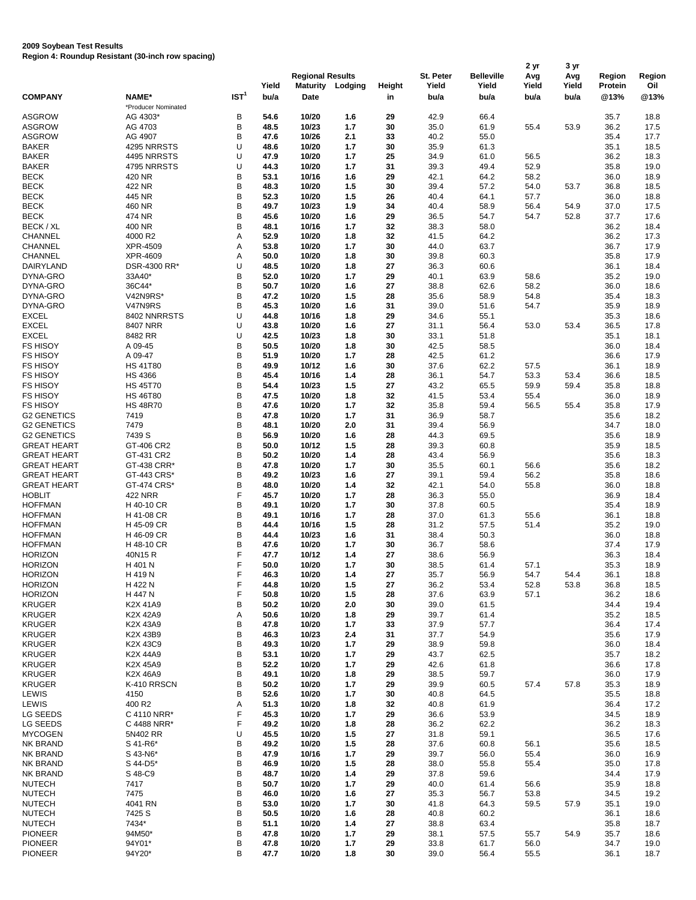**2009 Soybean Test Results**
**Region 4: Roundup Resistant (30-inch row spacing)**

| COMPANY | NAME* | IST[1] | Yield | Regional Results Maturity | Lodging | Height | St. Peter Yield | Belleville Yield | 2 yr Avg Yield | 3 yr Avg Yield | Region Protein | Region Oil |
|---|---|---|---|---|---|---|---|---|---|---|---|---|
| | *Producer Nominated | | bu/a | Date | | in | bu/a | bu/a | bu/a | bu/a | @13% | @13% |
| ASGROW | AG 4303* | B | 54.6 | 10/20 | 1.6 | 29 | 42.9 | 66.4 | | | 35.7 | 18.8 |
| ASGROW | AG 4703 | B | 48.5 | 10/23 | 1.7 | 30 | 35.0 | 61.9 | 55.4 | 53.9 | 36.2 | 17.5 |
| ASGROW | AG 4907 | B | 47.6 | 10/26 | 2.1 | 33 | 40.2 | 55.0 | | | 35.4 | 17.7 |
| BAKER | 4295 NRRSTS | U | 48.6 | 10/20 | 1.7 | 30 | 35.9 | 61.3 | | | 35.1 | 18.5 |
| BAKER | 4495 NRRSTS | U | 47.9 | 10/20 | 1.7 | 25 | 34.9 | 61.0 | 56.5 | | 36.2 | 18.3 |
| BAKER | 4795 NRRSTS | U | 44.3 | 10/20 | 1.7 | 31 | 39.3 | 49.4 | 52.9 | | 35.8 | 19.0 |
| BECK | 420 NR | B | 53.1 | 10/16 | 1.6 | 29 | 42.1 | 64.2 | 58.2 | | 36.0 | 18.9 |
| BECK | 422 NR | B | 48.3 | 10/20 | 1.5 | 30 | 39.4 | 57.2 | 54.0 | 53.7 | 36.8 | 18.5 |
| BECK | 445 NR | B | 52.3 | 10/20 | 1.5 | 26 | 40.4 | 64.1 | 57.7 | | 36.0 | 18.8 |
| BECK | 460 NR | B | 49.7 | 10/23 | 1.9 | 34 | 40.4 | 58.9 | 56.4 | 54.9 | 37.0 | 17.5 |
| BECK | 474 NR | B | 45.6 | 10/20 | 1.6 | 29 | 36.5 | 54.7 | 54.7 | 52.8 | 37.7 | 17.6 |
| BECK / XL | 400 NR | B | 48.1 | 10/16 | 1.7 | 32 | 38.3 | 58.0 | | | 36.2 | 18.4 |
| CHANNEL | 4000 R2 | A | 52.9 | 10/20 | 1.8 | 32 | 41.5 | 64.2 | | | 36.2 | 17.3 |
| CHANNEL | XPR-4509 | A | 53.8 | 10/20 | 1.7 | 30 | 44.0 | 63.7 | | | 36.7 | 17.9 |
| CHANNEL | XPR-4609 | A | 50.0 | 10/20 | 1.8 | 30 | 39.8 | 60.3 | | | 35.8 | 17.9 |
| DAIRYLAND | DSR-4300 RR* | U | 48.5 | 10/20 | 1.8 | 27 | 36.3 | 60.6 | | | 36.1 | 18.4 |
| DYNA-GRO | 33A40* | B | 52.0 | 10/20 | 1.7 | 29 | 40.1 | 63.9 | 58.6 | | 35.2 | 19.0 |
| DYNA-GRO | 36C44* | B | 50.7 | 10/20 | 1.6 | 27 | 38.8 | 62.6 | 58.2 | | 36.0 | 18.6 |
| DYNA-GRO | V42N9RS* | B | 47.2 | 10/20 | 1.5 | 28 | 35.6 | 58.9 | 54.8 | | 35.4 | 18.3 |
| DYNA-GRO | V47N9RS | B | 45.3 | 10/20 | 1.6 | 31 | 39.0 | 51.6 | 54.7 | | 35.9 | 18.9 |
| EXCEL | 8402 NNRRSTS | U | 44.8 | 10/16 | 1.8 | 29 | 34.6 | 55.1 | | | 35.3 | 18.6 |
| EXCEL | 8407 NRR | U | 43.8 | 10/20 | 1.6 | 27 | 31.1 | 56.4 | 53.0 | 53.4 | 36.5 | 17.8 |
| EXCEL | 8482 RR | U | 42.5 | 10/23 | 1.8 | 30 | 33.1 | 51.8 | | | 35.1 | 18.1 |
| FS HISOY | A 09-45 | B | 50.5 | 10/20 | 1.8 | 30 | 42.5 | 58.5 | | | 36.0 | 18.4 |
| FS HISOY | A 09-47 | B | 51.9 | 10/20 | 1.7 | 28 | 42.5 | 61.2 | | | 36.6 | 17.9 |
| FS HISOY | HS 41T80 | B | 49.9 | 10/12 | 1.6 | 30 | 37.6 | 62.2 | 57.5 | | 36.1 | 18.9 |
| FS HISOY | HS 4366 | B | 45.4 | 10/16 | 1.4 | 28 | 36.1 | 54.7 | 53.3 | 53.4 | 36.6 | 18.5 |
| FS HISOY | HS 45T70 | B | 54.4 | 10/23 | 1.5 | 27 | 43.2 | 65.5 | 59.9 | 59.4 | 35.8 | 18.8 |
| FS HISOY | HS 46T80 | B | 47.5 | 10/20 | 1.8 | 32 | 41.5 | 53.4 | 55.4 | | 36.0 | 18.9 |
| FS HISOY | HS 48R70 | B | 47.6 | 10/20 | 1.7 | 32 | 35.8 | 59.4 | 56.5 | 55.4 | 35.8 | 17.9 |
| G2 GENETICS | 7419 | B | 47.8 | 10/20 | 1.7 | 31 | 36.9 | 58.7 | | | 35.6 | 18.2 |
| G2 GENETICS | 7479 | B | 48.1 | 10/20 | 2.0 | 31 | 39.4 | 56.9 | | | 34.7 | 18.0 |
| G2 GENETICS | 7439 S | B | 56.9 | 10/20 | 1.6 | 28 | 44.3 | 69.5 | | | 35.6 | 18.9 |
| GREAT HEART | GT-406 CR2 | B | 50.0 | 10/12 | 1.5 | 28 | 39.3 | 60.8 | | | 35.9 | 18.5 |
| GREAT HEART | GT-431 CR2 | B | 50.2 | 10/20 | 1.4 | 28 | 43.4 | 56.9 | | | 35.6 | 18.3 |
| GREAT HEART | GT-438 CRR* | B | 47.8 | 10/20 | 1.7 | 30 | 35.5 | 60.1 | 56.6 | | 35.6 | 18.2 |
| GREAT HEART | GT-443 CRS* | B | 49.2 | 10/23 | 1.6 | 27 | 39.1 | 59.4 | 56.2 | | 35.8 | 18.6 |
| GREAT HEART | GT-474 CRS* | B | 48.0 | 10/20 | 1.4 | 32 | 42.1 | 54.0 | 55.8 | | 36.0 | 18.8 |
| HOBLIT | 422 NRR | F | 45.7 | 10/20 | 1.7 | 28 | 36.3 | 55.0 | | | 36.9 | 18.4 |
| HOFFMAN | H 40-10 CR | B | 49.1 | 10/20 | 1.7 | 30 | 37.8 | 60.5 | | | 35.4 | 18.9 |
| HOFFMAN | H 41-08 CR | B | 49.1 | 10/16 | 1.7 | 28 | 37.0 | 61.3 | 55.6 | | 36.1 | 18.8 |
| HOFFMAN | H 45-09 CR | B | 44.4 | 10/16 | 1.5 | 28 | 31.2 | 57.5 | 51.4 | | 35.2 | 19.0 |
| HOFFMAN | H 46-09 CR | B | 44.4 | 10/23 | 1.6 | 31 | 38.4 | 50.3 | | | 36.0 | 18.8 |
| HOFFMAN | H 48-10 CR | B | 47.6 | 10/20 | 1.7 | 30 | 36.7 | 58.6 | | | 37.4 | 17.9 |
| HORIZON | 40N15 R | F | 47.7 | 10/12 | 1.4 | 27 | 38.6 | 56.9 | | | 36.3 | 18.4 |
| HORIZON | H 401 N | F | 50.0 | 10/20 | 1.7 | 30 | 38.5 | 61.4 | 57.1 | | 35.3 | 18.9 |
| HORIZON | H 419 N | F | 46.3 | 10/20 | 1.4 | 27 | 35.7 | 56.9 | 54.7 | 54.4 | 36.1 | 18.8 |
| HORIZON | H 422 N | F | 44.8 | 10/20 | 1.5 | 27 | 36.2 | 53.4 | 52.8 | 53.8 | 36.8 | 18.5 |
| HORIZON | H 447 N | F | 50.8 | 10/20 | 1.5 | 28 | 37.6 | 63.9 | 57.1 | | 36.2 | 18.6 |
| KRUGER | K2X 41A9 | B | 50.2 | 10/20 | 2.0 | 30 | 39.0 | 61.5 | | | 34.4 | 19.4 |
| KRUGER | K2X 42A9 | A | 50.6 | 10/20 | 1.8 | 29 | 39.7 | 61.4 | | | 35.2 | 18.5 |
| KRUGER | K2X 43A9 | B | 47.8 | 10/20 | 1.7 | 33 | 37.9 | 57.7 | | | 36.4 | 17.4 |
| KRUGER | K2X 43B9 | B | 46.3 | 10/23 | 2.4 | 31 | 37.7 | 54.9 | | | 35.6 | 17.9 |
| KRUGER | K2X 43C9 | B | 49.3 | 10/20 | 1.7 | 29 | 38.9 | 59.8 | | | 36.0 | 18.4 |
| KRUGER | K2X 44A9 | B | 53.1 | 10/20 | 1.7 | 29 | 43.7 | 62.5 | | | 35.7 | 18.2 |
| KRUGER | K2X 45A9 | B | 52.2 | 10/20 | 1.7 | 29 | 42.6 | 61.8 | | | 36.6 | 17.8 |
| KRUGER | K2X 46A9 | B | 49.1 | 10/20 | 1.8 | 29 | 38.5 | 59.7 | | | 36.0 | 17.9 |
| KRUGER | K-410 RRSCN | B | 50.2 | 10/20 | 1.7 | 29 | 39.9 | 60.5 | 57.4 | 57.8 | 35.3 | 18.9 |
| LEWIS | 4150 | B | 52.6 | 10/20 | 1.7 | 30 | 40.8 | 64.5 | | | 35.5 | 18.8 |
| LEWIS | 400 R2 | A | 51.3 | 10/20 | 1.8 | 32 | 40.8 | 61.9 | | | 36.4 | 17.2 |
| LG SEEDS | C 4110 NRR* | F | 45.3 | 10/20 | 1.7 | 29 | 36.6 | 53.9 | | | 34.5 | 18.9 |
| LG SEEDS | C 4488 NRR* | F | 49.2 | 10/20 | 1.8 | 28 | 36.2 | 62.2 | | | 36.2 | 18.3 |
| MYCOGEN | 5N402 RR | U | 45.5 | 10/20 | 1.5 | 27 | 31.8 | 59.1 | | | 36.5 | 17.6 |
| NK BRAND | S 41-R6* | B | 49.2 | 10/20 | 1.5 | 28 | 37.6 | 60.8 | 56.1 | | 35.6 | 18.5 |
| NK BRAND | S 43-N6* | B | 47.9 | 10/16 | 1.7 | 29 | 39.7 | 56.0 | 55.4 | | 36.0 | 16.9 |
| NK BRAND | S 44-D5* | B | 46.9 | 10/20 | 1.5 | 28 | 38.0 | 55.8 | 55.4 | | 35.0 | 17.8 |
| NK BRAND | S 48-C9 | B | 48.7 | 10/20 | 1.4 | 29 | 37.8 | 59.6 | | | 34.4 | 17.9 |
| NUTECH | 7417 | B | 50.7 | 10/20 | 1.7 | 29 | 40.0 | 61.4 | 56.6 | | 35.9 | 18.8 |
| NUTECH | 7475 | B | 46.0 | 10/20 | 1.6 | 27 | 35.3 | 56.7 | 53.8 | | 34.5 | 19.2 |
| NUTECH | 4041 RN | B | 53.0 | 10/20 | 1.7 | 30 | 41.8 | 64.3 | 59.5 | 57.9 | 35.1 | 19.0 |
| NUTECH | 7425 S | B | 50.5 | 10/20 | 1.6 | 28 | 40.8 | 60.2 | | | 36.1 | 18.6 |
| NUTECH | 7434* | B | 51.1 | 10/20 | 1.4 | 27 | 38.8 | 63.4 | | | 35.8 | 18.7 |
| PIONEER | 94M50* | B | 47.8 | 10/20 | 1.7 | 29 | 38.1 | 57.5 | 55.7 | 54.9 | 35.7 | 18.6 |
| PIONEER | 94Y01* | B | 47.8 | 10/20 | 1.7 | 29 | 33.8 | 61.7 | 56.0 | | 34.7 | 19.0 |
| PIONEER | 94Y20* | B | 47.7 | 10/20 | 1.8 | 30 | 39.0 | 56.4 | 55.5 | | 36.1 | 18.7 |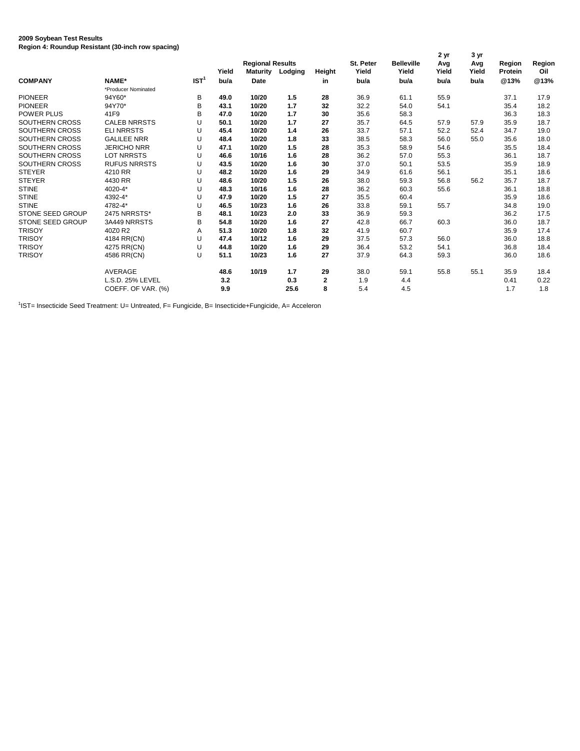**2009 Soybean Test Results**
**Region 4: Roundup Resistant (30-inch row spacing)**

| COMPANY | NAME* | IST[1] | Yield bu/a | Regional Results Maturity Date | Lodging | Height in | St. Peter Yield bu/a | Belleville Yield bu/a | 2 yr Avg Yield bu/a | 3 yr Avg Yield bu/a | Region Protein @13% | Region Oil @13% |
|---|---|---|---|---|---|---|---|---|---|---|---|---|
| | *Producer Nominated | | | | | | | | | | | |
| PIONEER | 94Y60* | B | **49.0** | **10/20** | **1.5** | **28** | 36.9 | 61.1 | 55.9 | | 37.1 | 17.9 |
| PIONEER | 94Y70* | B | **43.1** | **10/20** | **1.7** | **32** | 32.2 | 54.0 | 54.1 | | 35.4 | 18.2 |
| POWER PLUS | 41F9 | B | **47.0** | **10/20** | **1.7** | **30** | 35.6 | 58.3 | | | 36.3 | 18.3 |
| SOUTHERN CROSS | CALEB NRRSTS | U | **50.1** | **10/20** | **1.7** | **27** | 35.7 | 64.5 | 57.9 | 57.9 | 35.9 | 18.7 |
| SOUTHERN CROSS | ELI NRRSTS | U | **45.4** | **10/20** | **1.4** | **26** | 33.7 | 57.1 | 52.2 | 52.4 | 34.7 | 19.0 |
| SOUTHERN CROSS | GALILEE NRR | U | **48.4** | **10/20** | **1.8** | **33** | 38.5 | 58.3 | 56.0 | 55.0 | 35.6 | 18.0 |
| SOUTHERN CROSS | JERICHO NRR | U | **47.1** | **10/20** | **1.5** | **28** | 35.3 | 58.9 | 54.6 | | 35.5 | 18.4 |
| SOUTHERN CROSS | LOT NRRSTS | U | **46.6** | **10/16** | **1.6** | **28** | 36.2 | 57.0 | 55.3 | | 36.1 | 18.7 |
| SOUTHERN CROSS | RUFUS NRRSTS | U | **43.5** | **10/20** | **1.6** | **30** | 37.0 | 50.1 | 53.5 | | 35.9 | 18.9 |
| STEYER | 4210 RR | U | **48.2** | **10/20** | **1.6** | **29** | 34.9 | 61.6 | 56.1 | | 35.1 | 18.6 |
| STEYER | 4430 RR | U | **48.6** | **10/20** | **1.5** | **26** | 38.0 | 59.3 | 56.8 | 56.2 | 35.7 | 18.7 |
| STINE | 4020-4* | U | **48.3** | **10/16** | **1.6** | **28** | 36.2 | 60.3 | 55.6 | | 36.1 | 18.8 |
| STINE | 4392-4* | U | **47.9** | **10/20** | **1.5** | **27** | 35.5 | 60.4 | | | 35.9 | 18.6 |
| STINE | 4782-4* | U | **46.5** | **10/23** | **1.6** | **26** | 33.8 | 59.1 | 55.7 | | 34.8 | 19.0 |
| STONE SEED GROUP | 2475 NRRSTS* | B | **48.1** | **10/23** | **2.0** | **33** | 36.9 | 59.3 | | | 36.2 | 17.5 |
| STONE SEED GROUP | 3A449 NRRSTS | B | **54.8** | **10/20** | **1.6** | **27** | 42.8 | 66.7 | 60.3 | | 36.0 | 18.7 |
| TRISOY | 40Z0 R2 | A | **51.3** | **10/20** | **1.8** | **32** | 41.9 | 60.7 | | | 35.9 | 17.4 |
| TRISOY | 4184 RR(CN) | U | **47.4** | **10/12** | **1.6** | **29** | 37.5 | 57.3 | 56.0 | | 36.0 | 18.8 |
| TRISOY | 4275 RR(CN) | U | **44.8** | **10/20** | **1.6** | **29** | 36.4 | 53.2 | 54.1 | | 36.8 | 18.4 |
| TRISOY | 4586 RR(CN) | U | **51.1** | **10/23** | **1.6** | **27** | 37.9 | 64.3 | 59.3 | | 36.0 | 18.6 |
| | AVERAGE | | **48.6** | **10/19** | **1.7** | **29** | 38.0 | 59.1 | 55.8 | 55.1 | 35.9 | 18.4 |
| | L.S.D. 25% LEVEL | | **3.2** | | **0.3** | **2** | 1.9 | 4.4 | | | 0.41 | 0.22 |
| | COEFF. OF VAR. (%) | | **9.9** | | **25.6** | **8** | 5.4 | 4.5 | | | 1.7 | 1.8 |

[1]IST= Insecticide Seed Treatment: U= Untreated, F= Fungicide, B= Insecticide+Fungicide, A= Acceleron